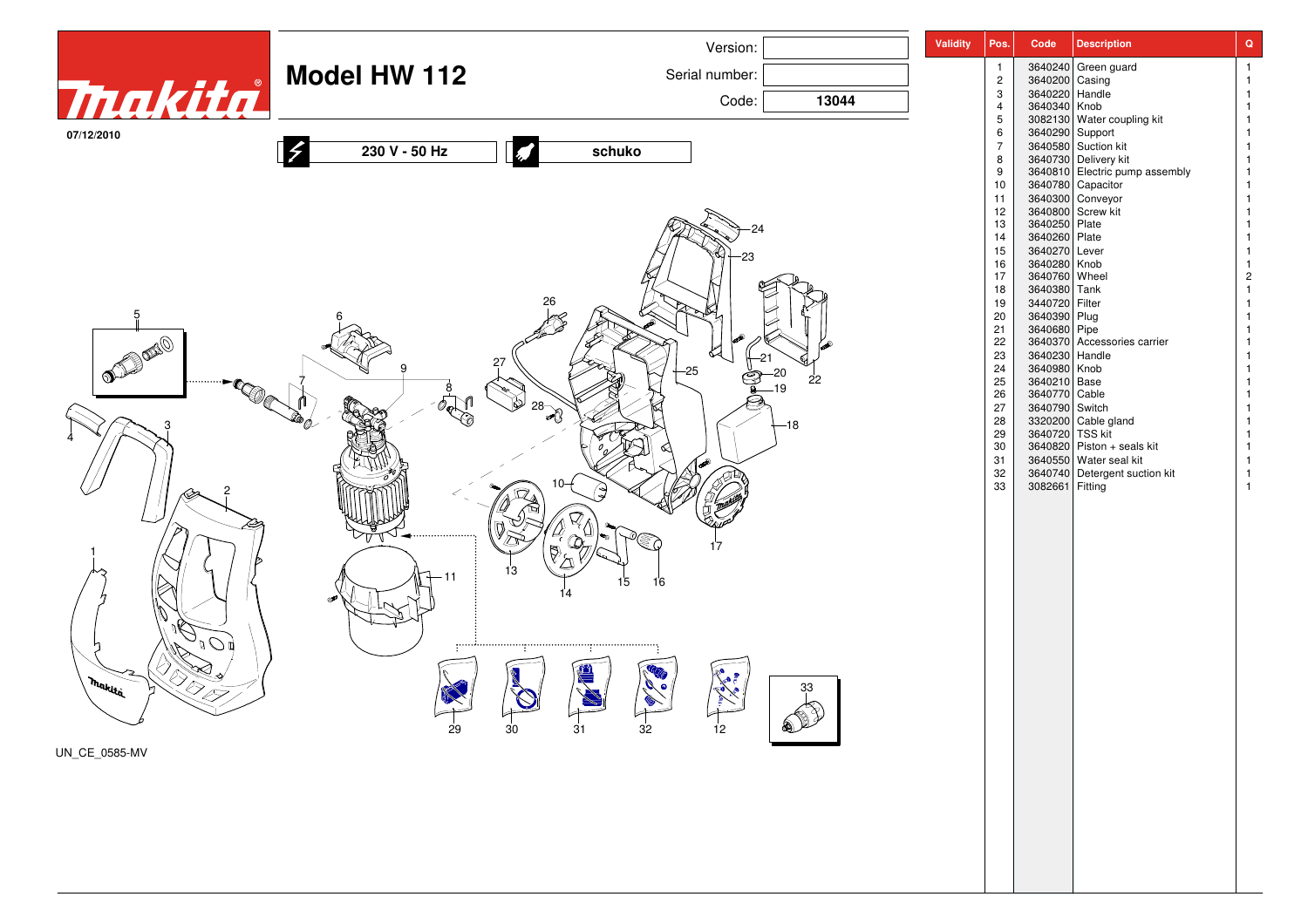# Model HW 112

Version:

Serial number:

Code: **13044**

07/12/2010

**230 V - 50 Hz** | **schuko**

UN_CE_0585-MV

| Validity | Pos. | Code | Description | Q |
|---|---|---|---|---|
| | 1 | 3640240 | Green guard | 1 |
| | 2 | 3640200 | Casing | 1 |
| | 3 | 3640220 | Handle | 1 |
| | 4 | 3640340 | Knob | 1 |
| | 5 | 3082130 | Water coupling kit | 1 |
| | 6 | 3640290 | Support | 1 |
| | 7 | 3640580 | Suction kit | 1 |
| | 8 | 3640730 | Delivery kit | 1 |
| | 9 | 3640810 | Electric pump assembly | 1 |
| | 10 | 3640780 | Capacitor | 1 |
| | 11 | 3640300 | Conveyor | 1 |
| | 12 | 3640800 | Screw kit | 1 |
| | 13 | 3640250 | Plate | 1 |
| | 14 | 3640260 | Plate | 1 |
| | 15 | 3640270 | Lever | 1 |
| | 16 | 3640280 | Knob | 1 |
| | 17 | 3640760 | Wheel | 2 |
| | 18 | 3640380 | Tank | 1 |
| | 19 | 3440720 | Filter | 1 |
| | 20 | 3640390 | Plug | 1 |
| | 21 | 3640680 | Pipe | 1 |
| | 22 | 3640370 | Accessories carrier | 1 |
| | 23 | 3640230 | Handle | 1 |
| | 24 | 3640980 | Knob | 1 |
| | 25 | 3640210 | Base | 1 |
| | 26 | 3640770 | Cable | 1 |
| | 27 | 3640790 | Switch | 1 |
| | 28 | 3320200 | Cable gland | 1 |
| | 29 | 3640720 | TSS kit | 1 |
| | 30 | 3640820 | Piston + seals kit | 1 |
| | 31 | 3640550 | Water seal kit | 1 |
| | 32 | 3640740 | Detergent suction kit | 1 |
| | 33 | 3082661 | Fitting | 1 |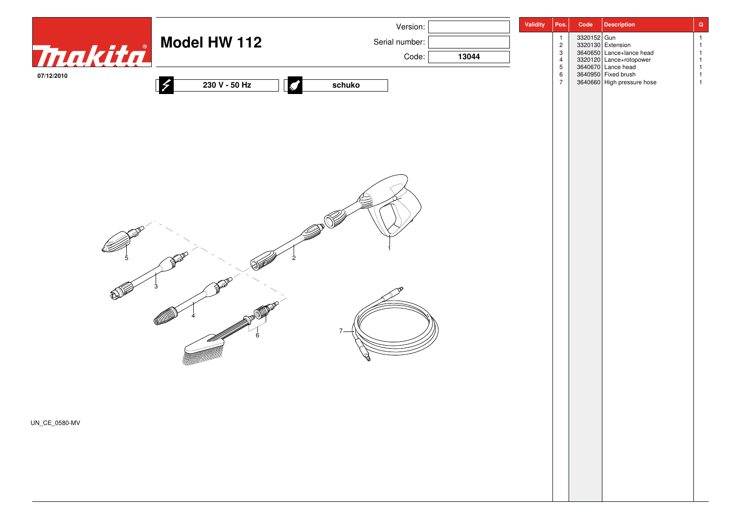# Model HW 112

Version:

Serial number:

Code: **13044**

07/12/2010

**230 V - 50 Hz**

**schuko**

5

3

4

6

2

1

7

UN_CE_0580-MV

| Validity | Pos. | Code | Description | Q |
|---|---|---|---|---|
| | 1 | 3320152 | Gun | 1 |
| | 2 | 3320130 | Extension | 1 |
| | 3 | 3640650 | Lance+lance head | 1 |
| | 4 | 3320120 | Lance+rotopower | 1 |
| | 5 | 3640670 | Lance head | 1 |
| | 6 | 3640950 | Fixed brush | 1 |
| | 7 | 3640660 | High pressure hose | 1 |